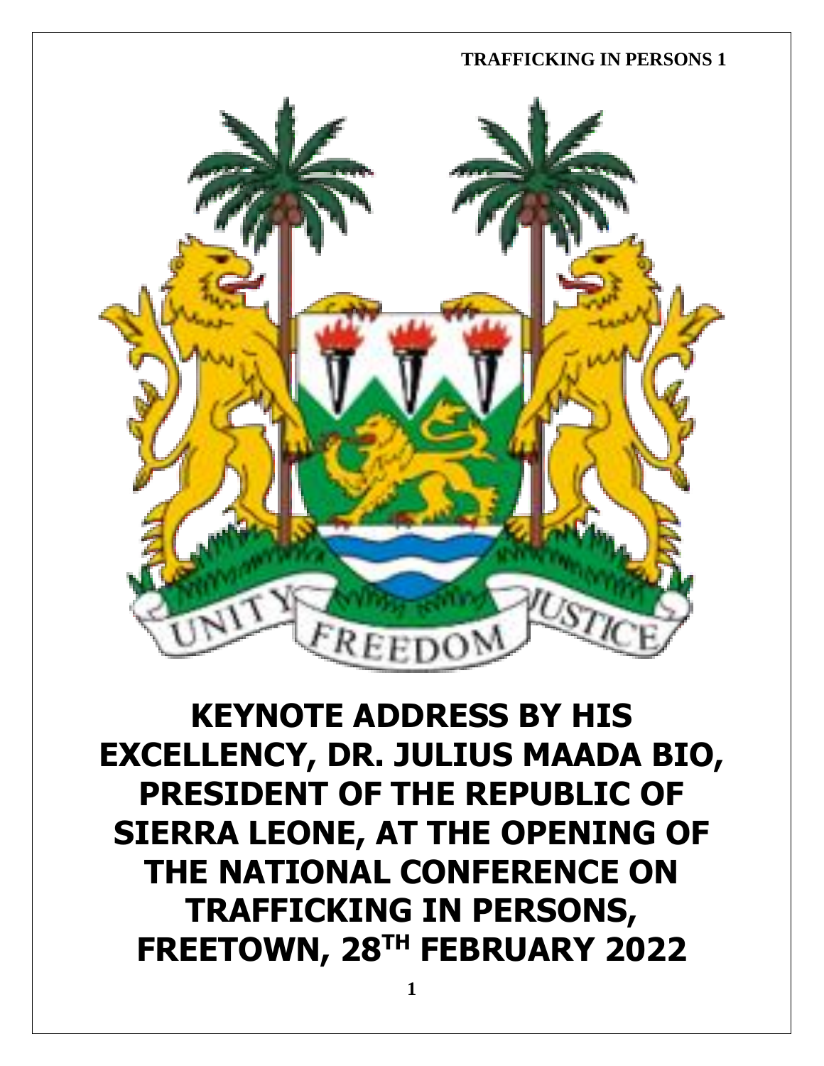# KEYNOTE ADDRESS BY HIS EXCELLENCY, DR. JULIUS MAADA BIO, PRESIDENT OF THE REPUBLIC OF SIERRA LEONE, AT THE OPENING OF THE NATIONAL CONFERENCE ON TRAFFICKING IN PERSONS, FREETOWN, 28TH FEBRUARY 2022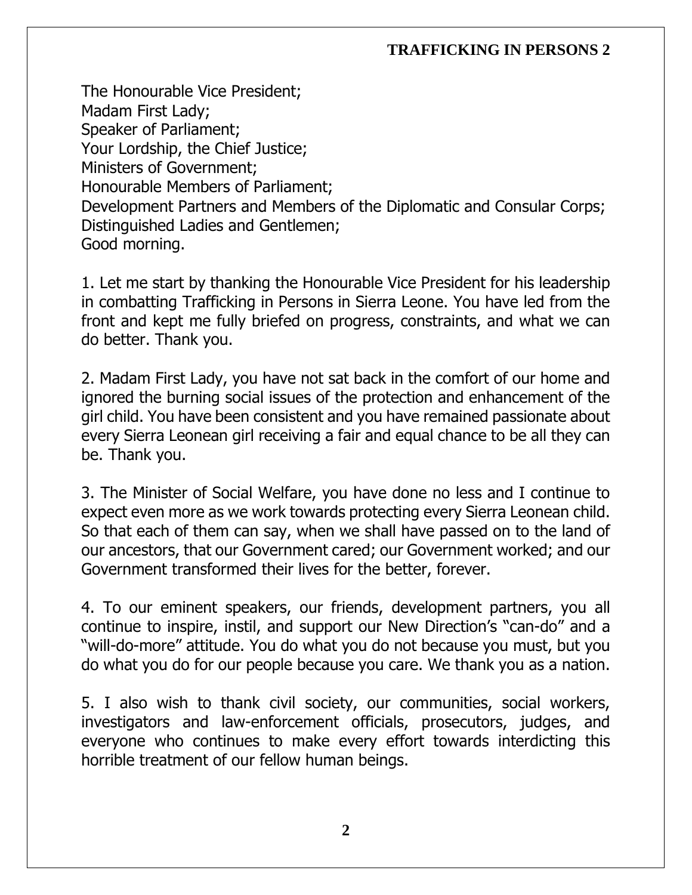The Honourable Vice President;
Madam First Lady;
Speaker of Parliament;
Your Lordship, the Chief Justice;
Ministers of Government;
Honourable Members of Parliament;
Development Partners and Members of the Diplomatic and Consular Corps;
Distinguished Ladies and Gentlemen;
Good morning.

1. Let me start by thanking the Honourable Vice President for his leadership in combatting Trafficking in Persons in Sierra Leone. You have led from the front and kept me fully briefed on progress, constraints, and what we can do better. Thank you.

2. Madam First Lady, you have not sat back in the comfort of our home and ignored the burning social issues of the protection and enhancement of the girl child. You have been consistent and you have remained passionate about every Sierra Leonean girl receiving a fair and equal chance to be all they can be. Thank you.

3. The Minister of Social Welfare, you have done no less and I continue to expect even more as we work towards protecting every Sierra Leonean child. So that each of them can say, when we shall have passed on to the land of our ancestors, that our Government cared; our Government worked; and our Government transformed their lives for the better, forever.

4. To our eminent speakers, our friends, development partners, you all continue to inspire, instil, and support our New Direction's "can-do" and a "will-do-more" attitude. You do what you do not because you must, but you do what you do for our people because you care. We thank you as a nation.

5. I also wish to thank civil society, our communities, social workers, investigators and law-enforcement officials, prosecutors, judges, and everyone who continues to make every effort towards interdicting this horrible treatment of our fellow human beings.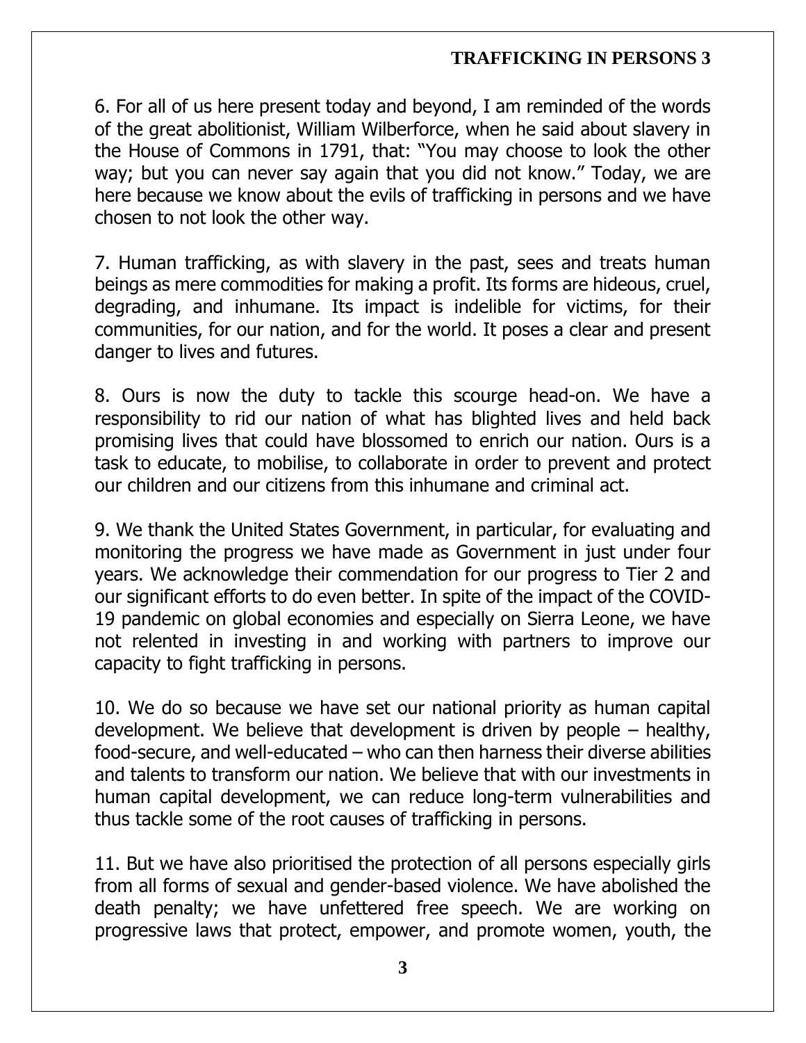6. For all of us here present today and beyond, I am reminded of the words of the great abolitionist, William Wilberforce, when he said about slavery in the House of Commons in 1791, that: "You may choose to look the other way; but you can never say again that you did not know." Today, we are here because we know about the evils of trafficking in persons and we have chosen to not look the other way.

7. Human trafficking, as with slavery in the past, sees and treats human beings as mere commodities for making a profit. Its forms are hideous, cruel, degrading, and inhumane. Its impact is indelible for victims, for their communities, for our nation, and for the world. It poses a clear and present danger to lives and futures.

8. Ours is now the duty to tackle this scourge head-on. We have a responsibility to rid our nation of what has blighted lives and held back promising lives that could have blossomed to enrich our nation. Ours is a task to educate, to mobilise, to collaborate in order to prevent and protect our children and our citizens from this inhumane and criminal act.

9. We thank the United States Government, in particular, for evaluating and monitoring the progress we have made as Government in just under four years. We acknowledge their commendation for our progress to Tier 2 and our significant efforts to do even better. In spite of the impact of the COVID-19 pandemic on global economies and especially on Sierra Leone, we have not relented in investing in and working with partners to improve our capacity to fight trafficking in persons.

10. We do so because we have set our national priority as human capital development. We believe that development is driven by people – healthy, food-secure, and well-educated – who can then harness their diverse abilities and talents to transform our nation. We believe that with our investments in human capital development, we can reduce long-term vulnerabilities and thus tackle some of the root causes of trafficking in persons.

11. But we have also prioritised the protection of all persons especially girls from all forms of sexual and gender-based violence. We have abolished the death penalty; we have unfettered free speech. We are working on progressive laws that protect, empower, and promote women, youth, the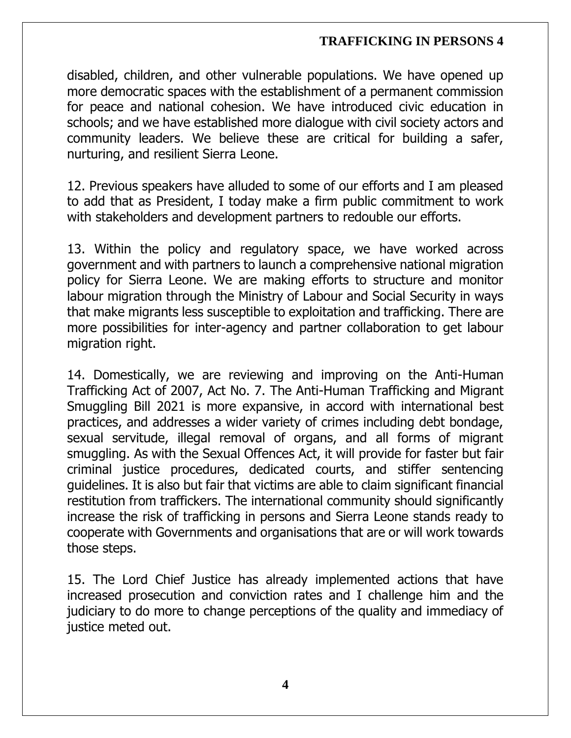disabled, children, and other vulnerable populations. We have opened up more democratic spaces with the establishment of a permanent commission for peace and national cohesion. We have introduced civic education in schools; and we have established more dialogue with civil society actors and community leaders. We believe these are critical for building a safer, nurturing, and resilient Sierra Leone.

12. Previous speakers have alluded to some of our efforts and I am pleased to add that as President, I today make a firm public commitment to work with stakeholders and development partners to redouble our efforts.

13. Within the policy and regulatory space, we have worked across government and with partners to launch a comprehensive national migration policy for Sierra Leone. We are making efforts to structure and monitor labour migration through the Ministry of Labour and Social Security in ways that make migrants less susceptible to exploitation and trafficking. There are more possibilities for inter-agency and partner collaboration to get labour migration right.

14. Domestically, we are reviewing and improving on the Anti-Human Trafficking Act of 2007, Act No. 7. The Anti-Human Trafficking and Migrant Smuggling Bill 2021 is more expansive, in accord with international best practices, and addresses a wider variety of crimes including debt bondage, sexual servitude, illegal removal of organs, and all forms of migrant smuggling. As with the Sexual Offences Act, it will provide for faster but fair criminal justice procedures, dedicated courts, and stiffer sentencing guidelines. It is also but fair that victims are able to claim significant financial restitution from traffickers. The international community should significantly increase the risk of trafficking in persons and Sierra Leone stands ready to cooperate with Governments and organisations that are or will work towards those steps.

15. The Lord Chief Justice has already implemented actions that have increased prosecution and conviction rates and I challenge him and the judiciary to do more to change perceptions of the quality and immediacy of justice meted out.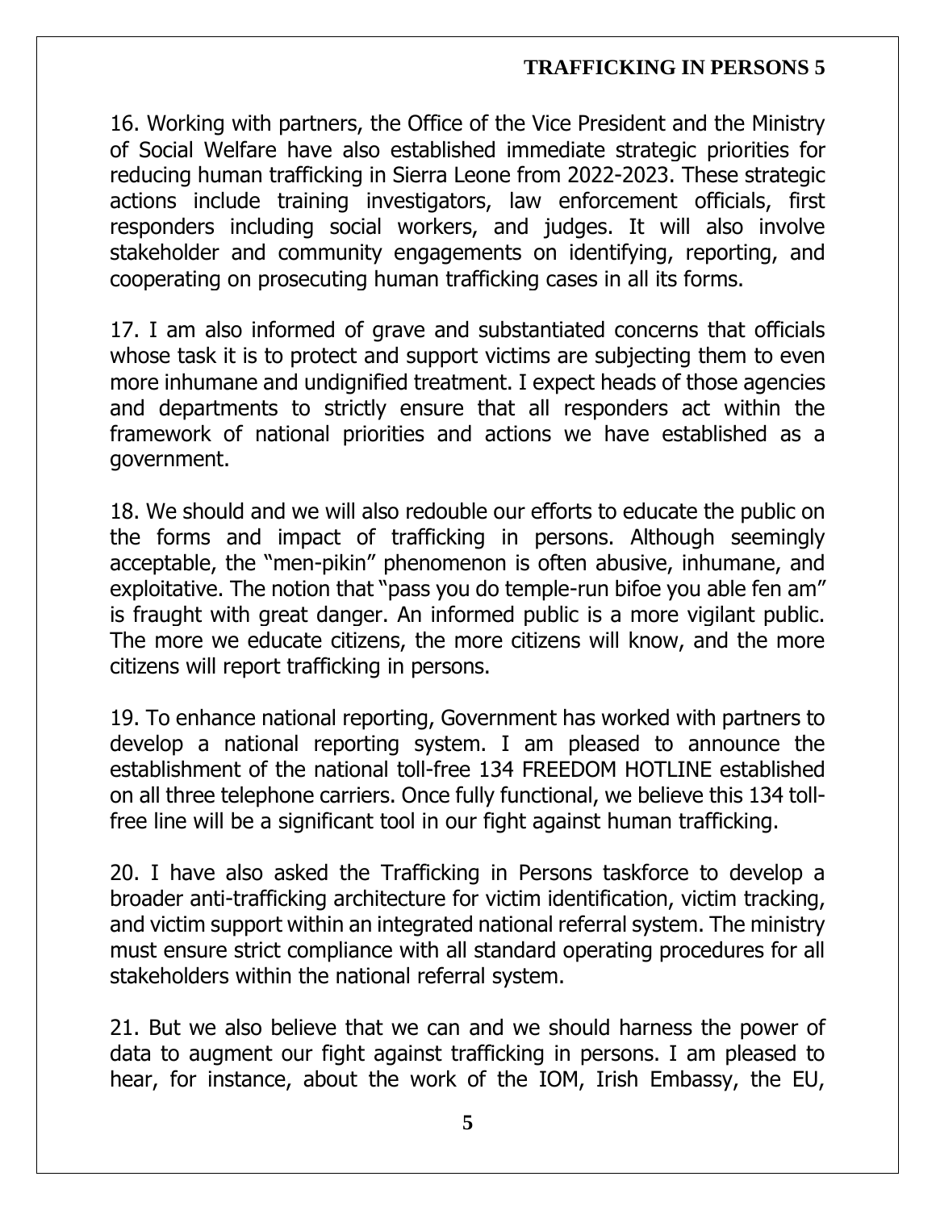16. Working with partners, the Office of the Vice President and the Ministry of Social Welfare have also established immediate strategic priorities for reducing human trafficking in Sierra Leone from 2022-2023. These strategic actions include training investigators, law enforcement officials, first responders including social workers, and judges. It will also involve stakeholder and community engagements on identifying, reporting, and cooperating on prosecuting human trafficking cases in all its forms.

17. I am also informed of grave and substantiated concerns that officials whose task it is to protect and support victims are subjecting them to even more inhumane and undignified treatment. I expect heads of those agencies and departments to strictly ensure that all responders act within the framework of national priorities and actions we have established as a government.

18. We should and we will also redouble our efforts to educate the public on the forms and impact of trafficking in persons. Although seemingly acceptable, the "men-pikin" phenomenon is often abusive, inhumane, and exploitative. The notion that "pass you do temple-run bifoe you able fen am" is fraught with great danger. An informed public is a more vigilant public. The more we educate citizens, the more citizens will know, and the more citizens will report trafficking in persons.

19. To enhance national reporting, Government has worked with partners to develop a national reporting system. I am pleased to announce the establishment of the national toll-free 134 FREEDOM HOTLINE established on all three telephone carriers. Once fully functional, we believe this 134 toll-free line will be a significant tool in our fight against human trafficking.

20. I have also asked the Trafficking in Persons taskforce to develop a broader anti-trafficking architecture for victim identification, victim tracking, and victim support within an integrated national referral system. The ministry must ensure strict compliance with all standard operating procedures for all stakeholders within the national referral system.

21. But we also believe that we can and we should harness the power of data to augment our fight against trafficking in persons. I am pleased to hear, for instance, about the work of the IOM, Irish Embassy, the EU,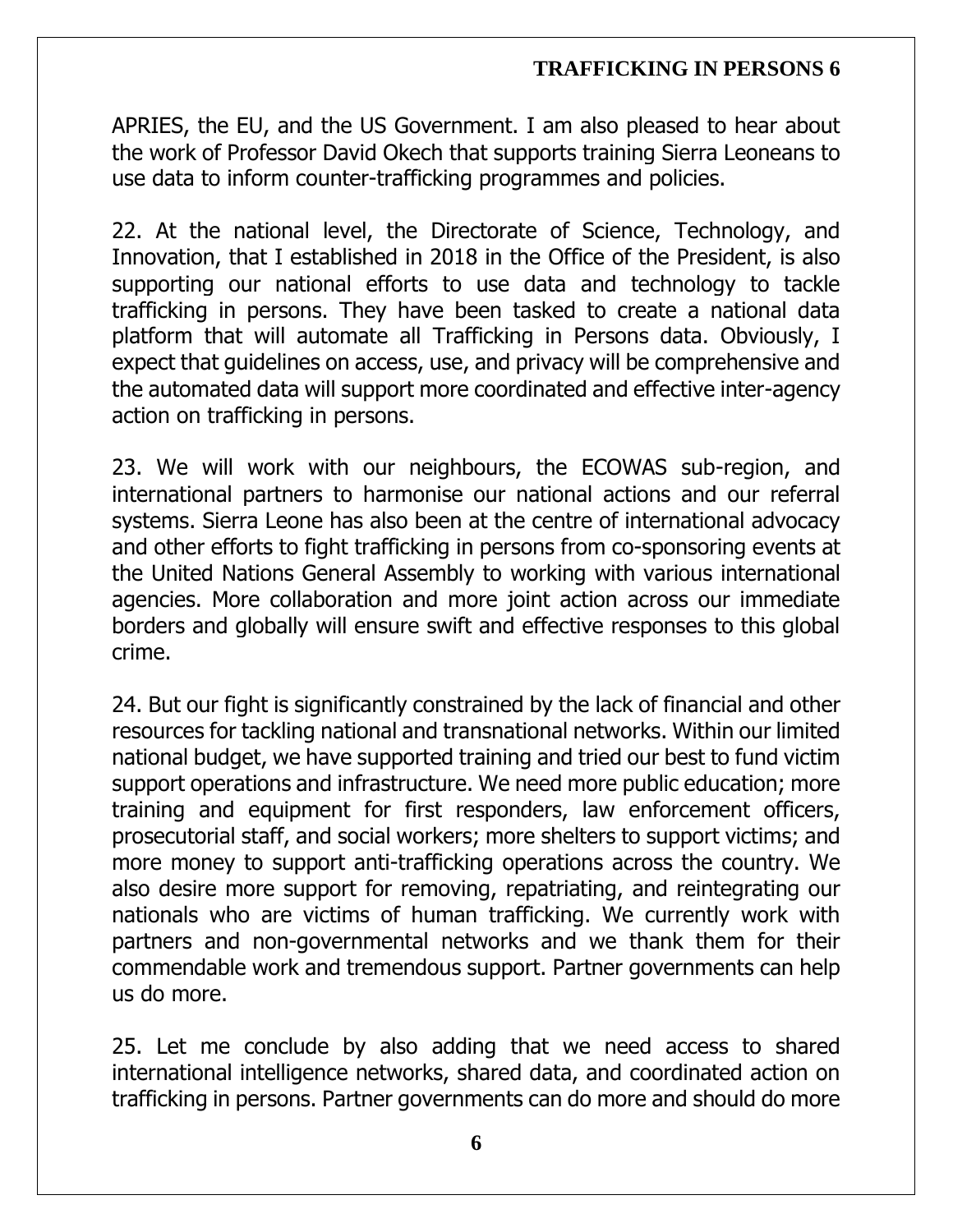APRIES, the EU, and the US Government. I am also pleased to hear about the work of Professor David Okech that supports training Sierra Leoneans to use data to inform counter-trafficking programmes and policies.

22. At the national level, the Directorate of Science, Technology, and Innovation, that I established in 2018 in the Office of the President, is also supporting our national efforts to use data and technology to tackle trafficking in persons. They have been tasked to create a national data platform that will automate all Trafficking in Persons data. Obviously, I expect that guidelines on access, use, and privacy will be comprehensive and the automated data will support more coordinated and effective inter-agency action on trafficking in persons.

23. We will work with our neighbours, the ECOWAS sub-region, and international partners to harmonise our national actions and our referral systems. Sierra Leone has also been at the centre of international advocacy and other efforts to fight trafficking in persons from co-sponsoring events at the United Nations General Assembly to working with various international agencies. More collaboration and more joint action across our immediate borders and globally will ensure swift and effective responses to this global crime.

24. But our fight is significantly constrained by the lack of financial and other resources for tackling national and transnational networks. Within our limited national budget, we have supported training and tried our best to fund victim support operations and infrastructure. We need more public education; more training and equipment for first responders, law enforcement officers, prosecutorial staff, and social workers; more shelters to support victims; and more money to support anti-trafficking operations across the country. We also desire more support for removing, repatriating, and reintegrating our nationals who are victims of human trafficking. We currently work with partners and non-governmental networks and we thank them for their commendable work and tremendous support. Partner governments can help us do more.

25. Let me conclude by also adding that we need access to shared international intelligence networks, shared data, and coordinated action on trafficking in persons. Partner governments can do more and should do more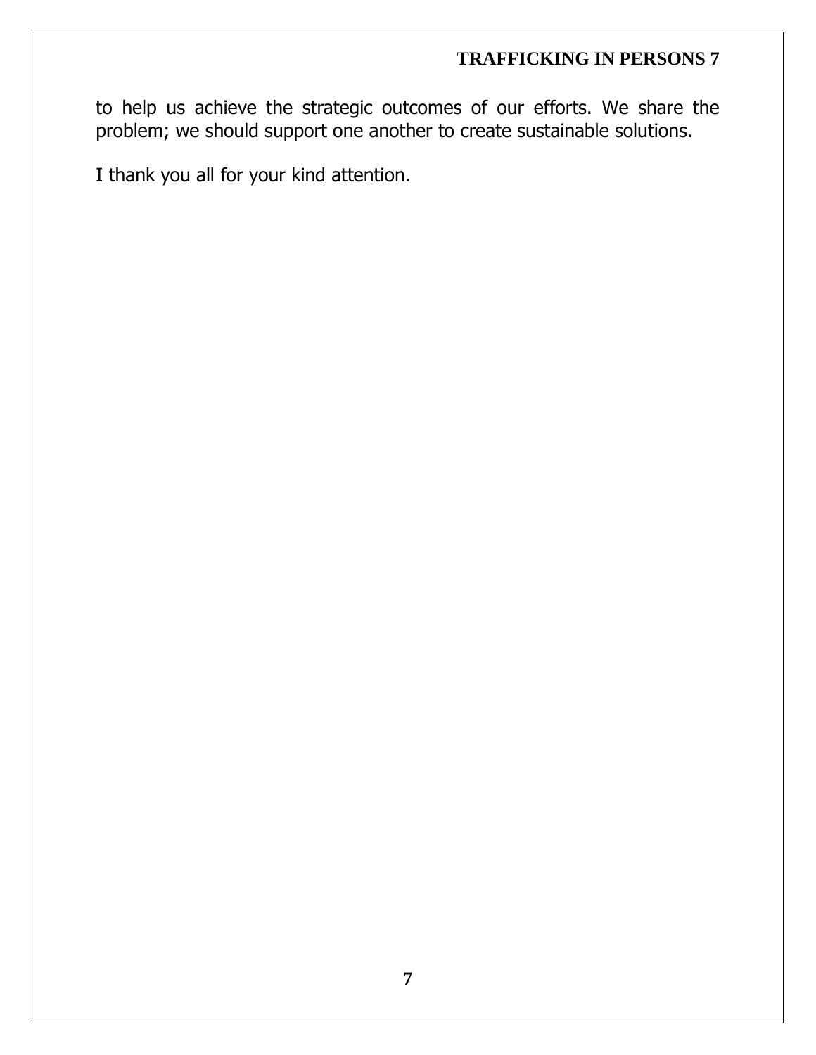to help us achieve the strategic outcomes of our efforts. We share the problem; we should support one another to create sustainable solutions.

I thank you all for your kind attention.